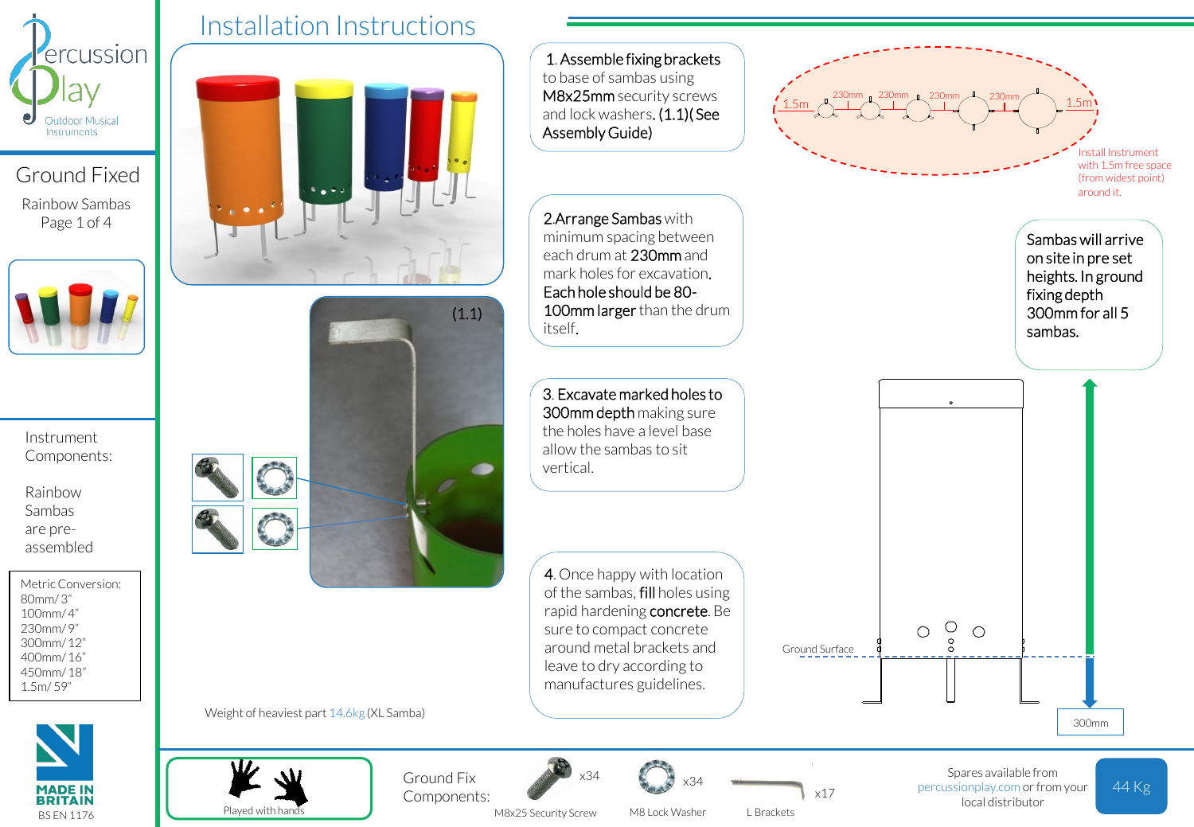# Installation Instructions

## Ground Fixed

Rainbow Sambas

Instrument Components:

Rainbow Sambas are pre-assembled

Metric Conversion:
80mm/ 3"
100mm/ 4"
230mm/ 9"
300mm/ 12"
400mm/ 16"
450mm/ 18"
1.5m/ 59"

MADE IN BRITAIN
BS EN 1176

(1.1)

Weight of heaviest part 14.6kg (XL Samba)

1. **Assemble fixing brackets** to base of sambas using **M8x25mm** security screws and lock washers. **(1.1)(See Assembly Guide)**

2. **Arrange Sambas** with minimum spacing between each drum at **230mm** and mark holes for excavation. **Each hole should be 80-100mm larger** than the drum itself.

3. **Excavate marked holes to 300mm depth** making sure the holes have a level base allow the sambas to sit vertical.

4. Once happy with location of the sambas, **fill** holes using rapid hardening **concrete**. Be sure to compact concrete around metal brackets and leave to dry according to manufactures guidelines.

1.5m — 230mm — 230mm — 230mm — 230mm — 1.5m

Install Instrument with 1.5m free space (from widest point) around it.

**Sambas will arrive on site in pre set heights. In ground fixing depth 300mm for all 5 sambas.**

Ground Surface

300mm

Played with hands

Ground Fix Components:

| Item | Quantity |
|---|---|
| M8x25 Security Screw | x34 |
| M8 Lock Washer | x34 |
| L Brackets | x17 |

Spares available from percussionplay.com or from your local distributor

44 Kg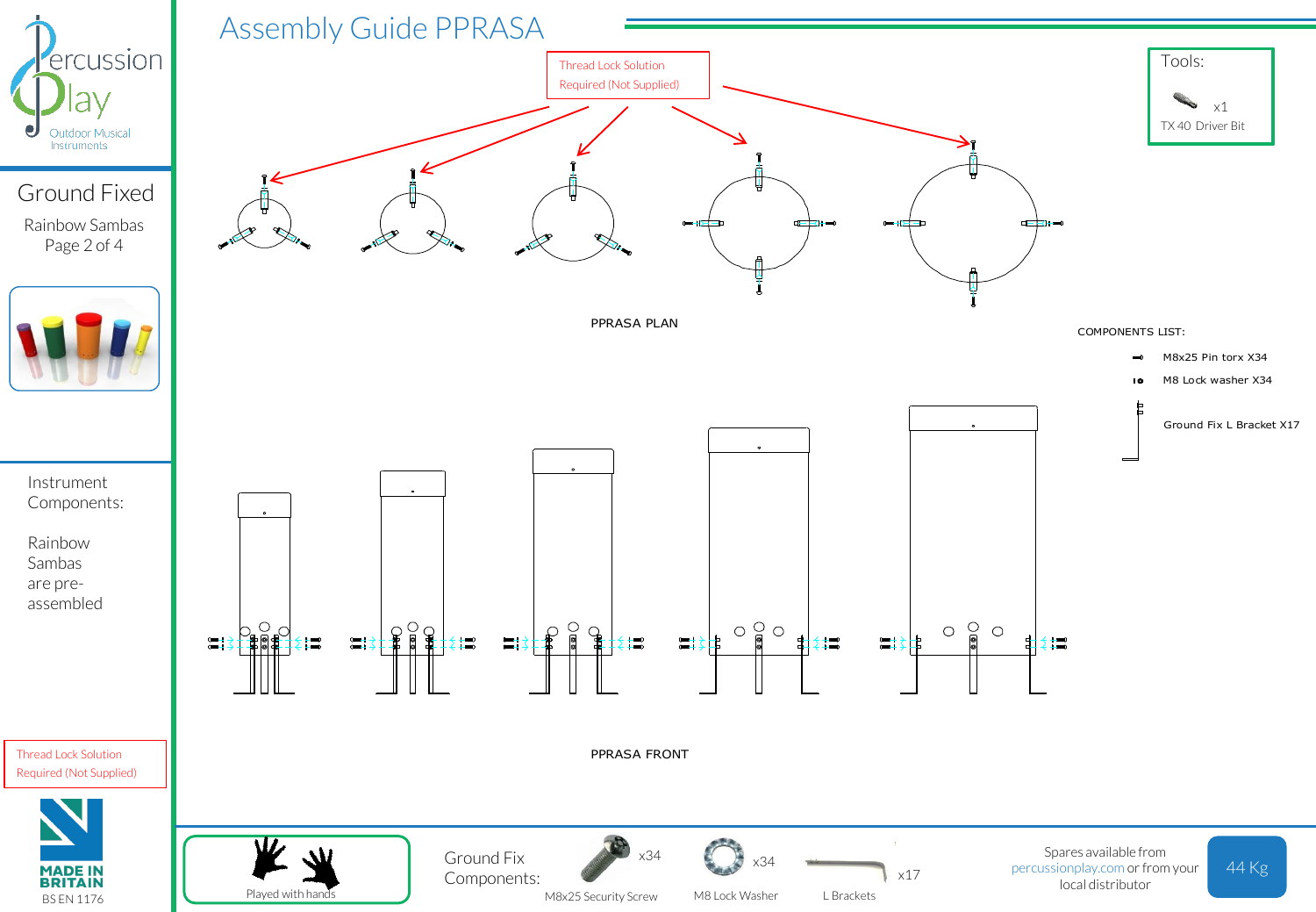# Assembly Guide PPRASA

**Ground Fixed**

Rainbow Sambas

Thread Lock Solution Required (Not Supplied)

Tools:

TX 40 Driver Bit x1

PPRASA PLAN

COMPONENTS LIST:

- M8x25 Pin torx X34
- M8 Lock washer X34
- Ground Fix L Bracket X17

PPRASA FRONT

Instrument Components:

Rainbow Sambas are pre-assembled

Thread Lock Solution Required (Not Supplied)

MADE IN BRITAIN

BS EN 1176

Played with hands

Ground Fix Components:

- M8x25 Security Screw x34
- M8 Lock Washer x34
- L Brackets x17

Spares available from percussionplay.com or from your local distributor

44 Kg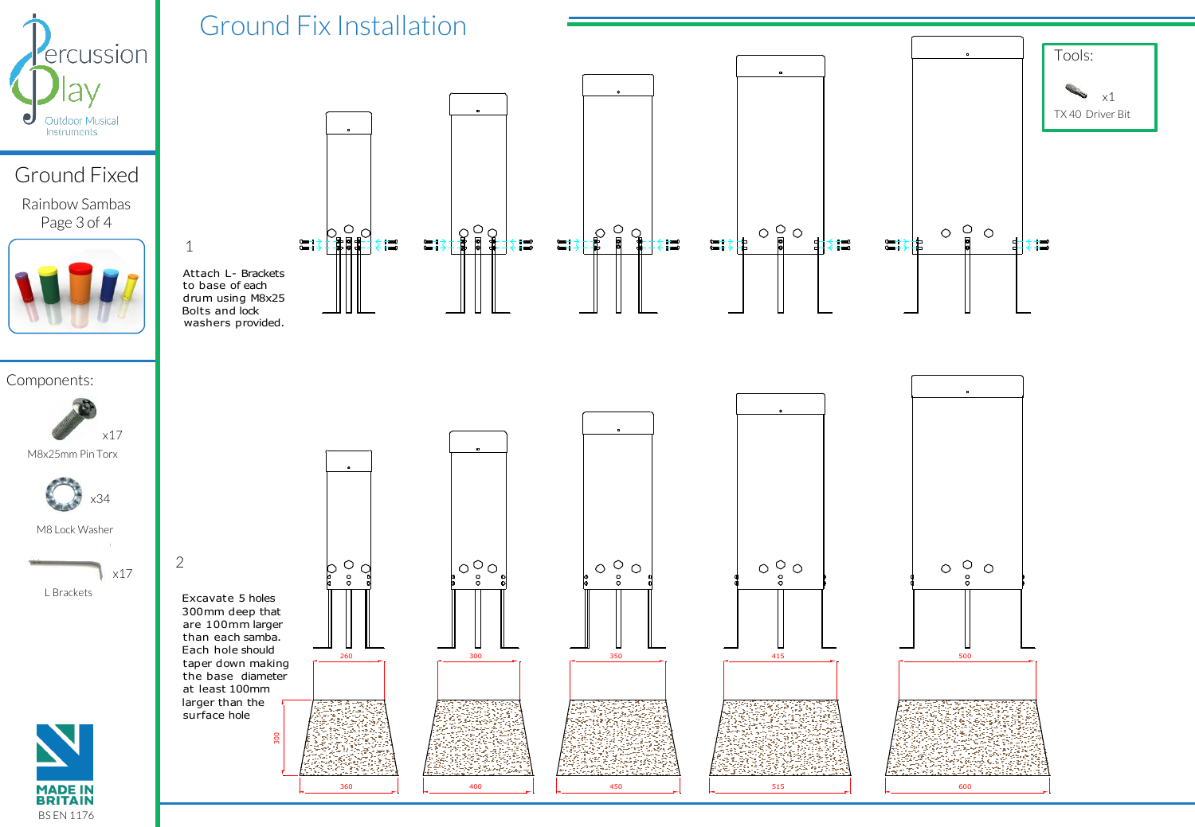# Ground Fix Installation

Percussion Play — Outdoor Musical Instruments

## Ground Fixed

Rainbow Sambas

Page 3 of 4

### Components:

- M8x25mm Pin Torx x17
- M8 Lock Washer x34
- L Brackets x17

### Tools:

- TX 40 Driver Bit x1

**1**

Attach L- Brackets to base of each drum using M8x25 Bolts and lock washers provided.

**2**

Excavate 5 holes 300mm deep that are 100mm larger than each samba. Each hole should taper down making the base diameter at least 100mm larger than the surface hole

| Surface hole | Base diameter | Depth |
|---|---|---|
| 260 | 360 | 300 |
| 300 | 400 | 300 |
| 350 | 450 | 300 |
| 415 | 515 | 300 |
| 500 | 600 | 300 |

MADE IN BRITAIN

BS EN 1176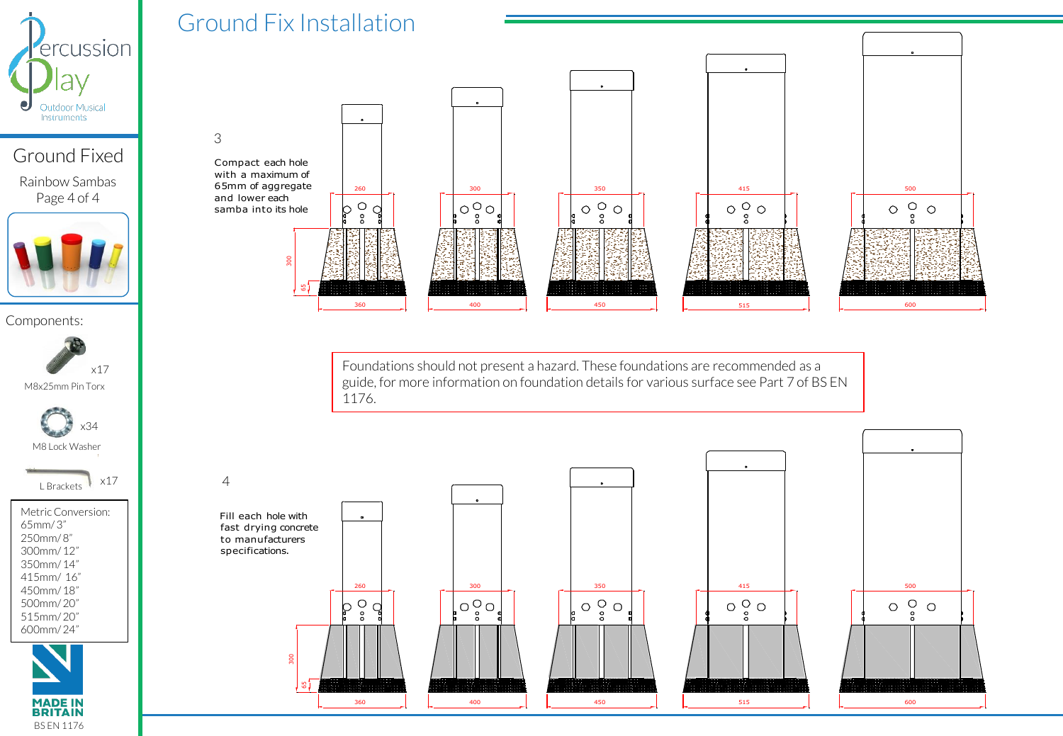Percussion Play

Outdoor Musical Instruments

## Ground Fixed

Rainbow Sambas

Page 4 of 4

Components:

x17
M8x25mm Pin Torx

x34
M8 Lock Washer

L Brackets x17

Metric Conversion:
65mm/ 3"
250mm/ 8"
300mm/ 12"
350mm/ 14"
415mm/ 16"
450mm/ 18"
500mm/ 20"
515mm/ 20"
600mm/ 24"

MADE IN BRITAIN

BS EN 1176

# Ground Fix Installation

3

Compact each hole with a maximum of 65mm of aggregate and lower each samba into its hole

260 300 350 415 500

300 65

360 400 450 515 600

Foundations should not present a hazard. These foundations are recommended as a guide, for more information on foundation details for various surface see Part 7 of BS EN 1176.

4

Fill each hole with fast drying concrete to manufacturers specifications.

260 300 350 415 500

300 65

360 400 450 515 600